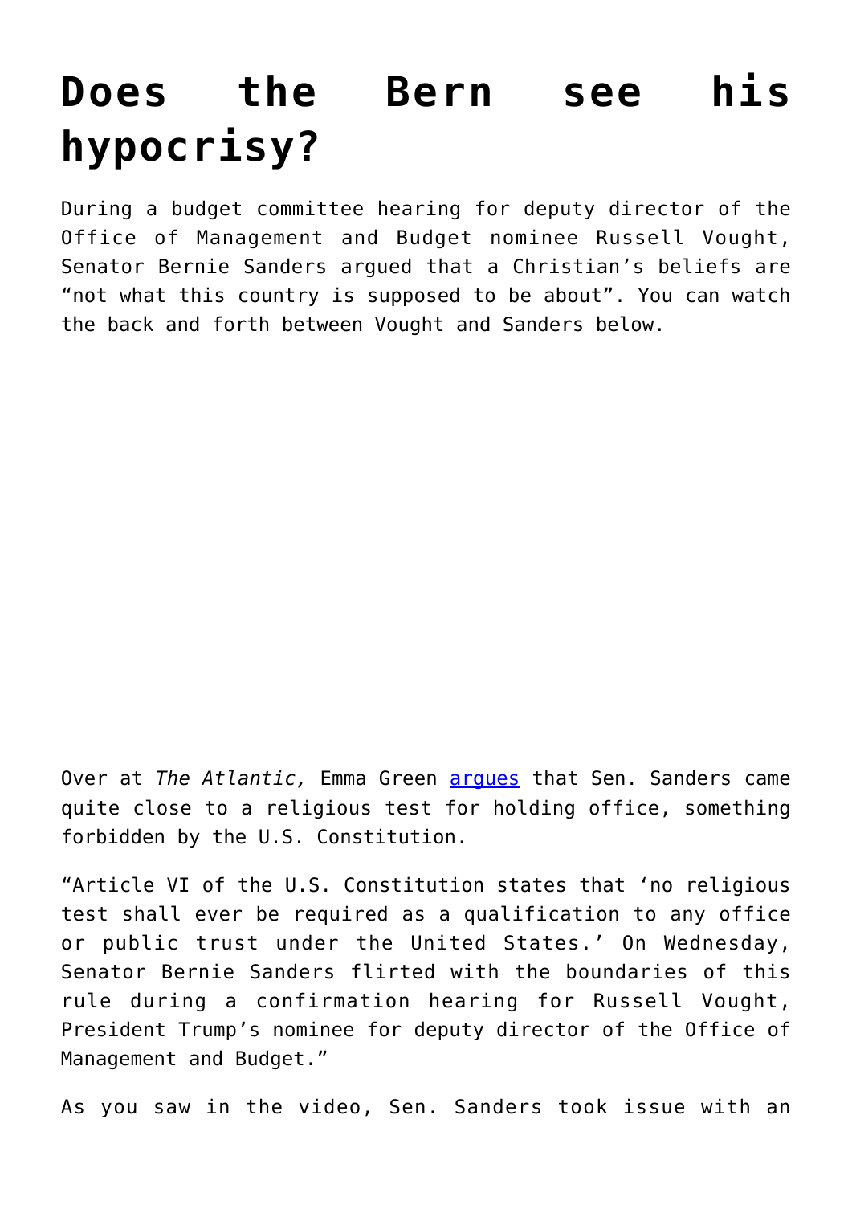# Does the Bern see his hypocrisy?

During a budget committee hearing for deputy director of the Office of Management and Budget nominee Russell Vought, Senator Bernie Sanders argued that a Christian's beliefs are "not what this country is supposed to be about". You can watch the back and forth between Vought and Sanders below.

Over at *The Atlantic,* Emma Green [argues](#) that Sen. Sanders came quite close to a religious test for holding office, something forbidden by the U.S. Constitution.

"Article VI of the U.S. Constitution states that 'no religious test shall ever be required as a qualification to any office or public trust under the United States.' On Wednesday, Senator Bernie Sanders flirted with the boundaries of this rule during a confirmation hearing for Russell Vought, President Trump's nominee for deputy director of the Office of Management and Budget."

As you saw in the video, Sen. Sanders took issue with an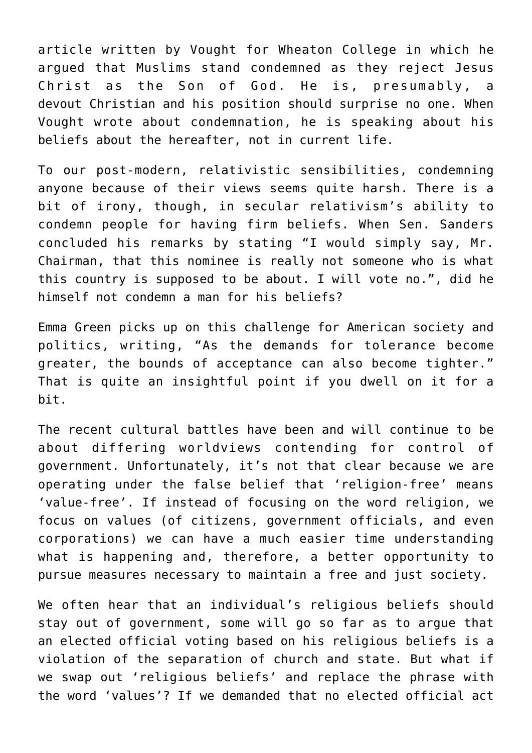article written by Vought for Wheaton College in which he argued that Muslims stand condemned as they reject Jesus Christ as the Son of God. He is, presumably, a devout Christian and his position should surprise no one. When Vought wrote about condemnation, he is speaking about his beliefs about the hereafter, not in current life.

To our post-modern, relativistic sensibilities, condemning anyone because of their views seems quite harsh. There is a bit of irony, though, in secular relativism's ability to condemn people for having firm beliefs. When Sen. Sanders concluded his remarks by stating "I would simply say, Mr. Chairman, that this nominee is really not someone who is what this country is supposed to be about. I will vote no.", did he himself not condemn a man for his beliefs?

Emma Green picks up on this challenge for American society and politics, writing, "As the demands for tolerance become greater, the bounds of acceptance can also become tighter." That is quite an insightful point if you dwell on it for a bit.

The recent cultural battles have been and will continue to be about differing worldviews contending for control of government. Unfortunately, it's not that clear because we are operating under the false belief that 'religion-free' means 'value-free'. If instead of focusing on the word religion, we focus on values (of citizens, government officials, and even corporations) we can have a much easier time understanding what is happening and, therefore, a better opportunity to pursue measures necessary to maintain a free and just society.

We often hear that an individual's religious beliefs should stay out of government, some will go so far as to argue that an elected official voting based on his religious beliefs is a violation of the separation of church and state. But what if we swap out 'religious beliefs' and replace the phrase with the word 'values'? If we demanded that no elected official act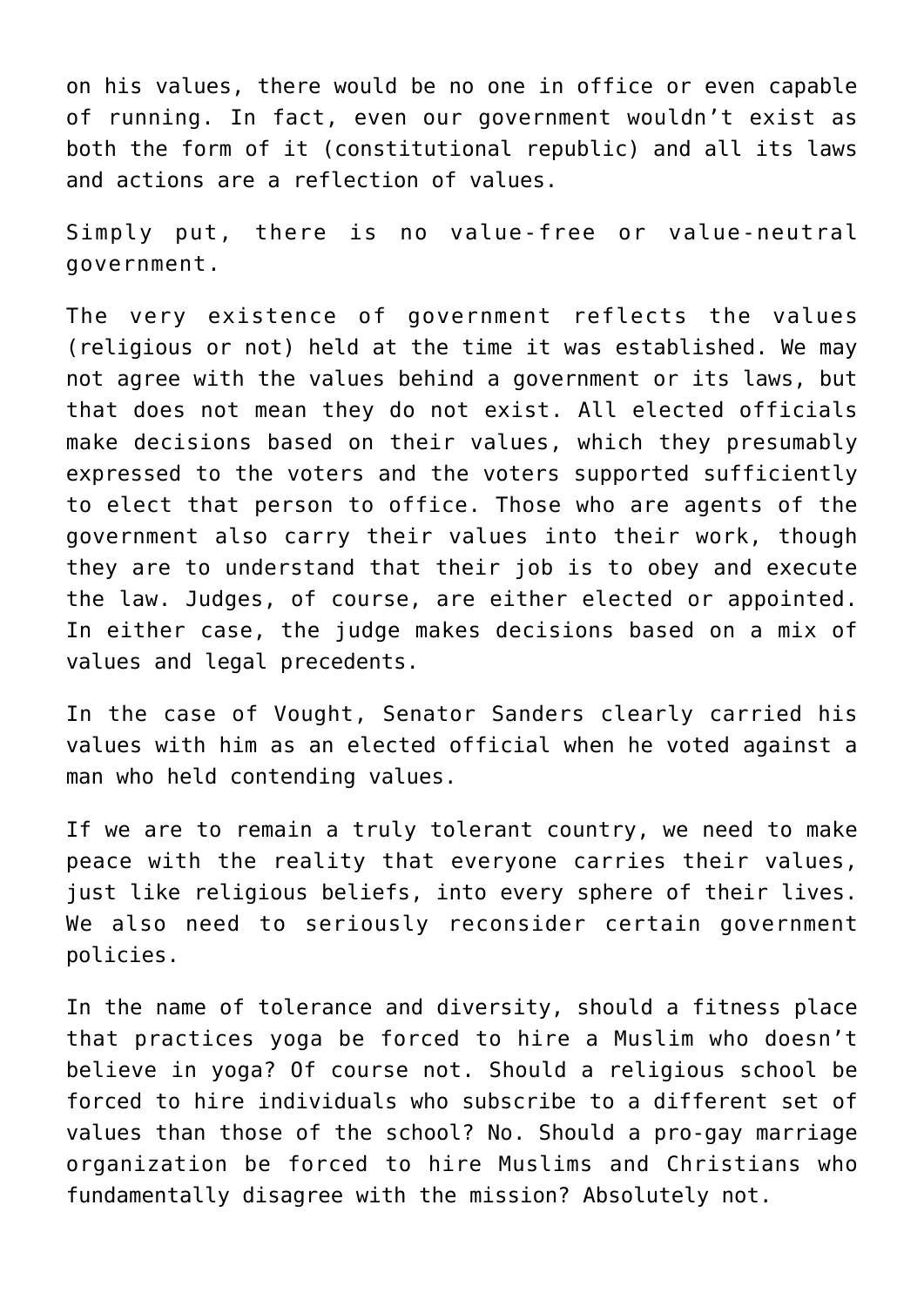on his values, there would be no one in office or even capable of running. In fact, even our government wouldn't exist as both the form of it (constitutional republic) and all its laws and actions are a reflection of values.

Simply put, there is no value-free or value-neutral government.

The very existence of government reflects the values (religious or not) held at the time it was established. We may not agree with the values behind a government or its laws, but that does not mean they do not exist. All elected officials make decisions based on their values, which they presumably expressed to the voters and the voters supported sufficiently to elect that person to office. Those who are agents of the government also carry their values into their work, though they are to understand that their job is to obey and execute the law. Judges, of course, are either elected or appointed. In either case, the judge makes decisions based on a mix of values and legal precedents.

In the case of Vought, Senator Sanders clearly carried his values with him as an elected official when he voted against a man who held contending values.

If we are to remain a truly tolerant country, we need to make peace with the reality that everyone carries their values, just like religious beliefs, into every sphere of their lives. We also need to seriously reconsider certain government policies.

In the name of tolerance and diversity, should a fitness place that practices yoga be forced to hire a Muslim who doesn't believe in yoga? Of course not. Should a religious school be forced to hire individuals who subscribe to a different set of values than those of the school? No. Should a pro-gay marriage organization be forced to hire Muslims and Christians who fundamentally disagree with the mission? Absolutely not.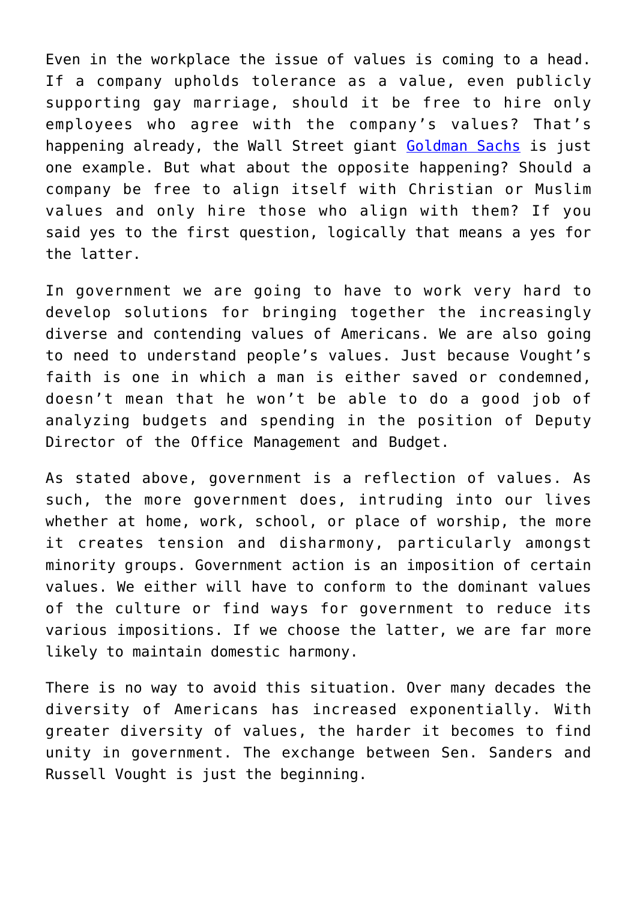Even in the workplace the issue of values is coming to a head. If a company upholds tolerance as a value, even publicly supporting gay marriage, should it be free to hire only employees who agree with the company's values? That's happening already, the Wall Street giant Goldman Sachs is just one example. But what about the opposite happening? Should a company be free to align itself with Christian or Muslim values and only hire those who align with them? If you said yes to the first question, logically that means a yes for the latter.

In government we are going to have to work very hard to develop solutions for bringing together the increasingly diverse and contending values of Americans. We are also going to need to understand people's values. Just because Vought's faith is one in which a man is either saved or condemned, doesn't mean that he won't be able to do a good job of analyzing budgets and spending in the position of Deputy Director of the Office Management and Budget.

As stated above, government is a reflection of values. As such, the more government does, intruding into our lives whether at home, work, school, or place of worship, the more it creates tension and disharmony, particularly amongst minority groups. Government action is an imposition of certain values. We either will have to conform to the dominant values of the culture or find ways for government to reduce its various impositions. If we choose the latter, we are far more likely to maintain domestic harmony.

There is no way to avoid this situation. Over many decades the diversity of Americans has increased exponentially. With greater diversity of values, the harder it becomes to find unity in government. The exchange between Sen. Sanders and Russell Vought is just the beginning.